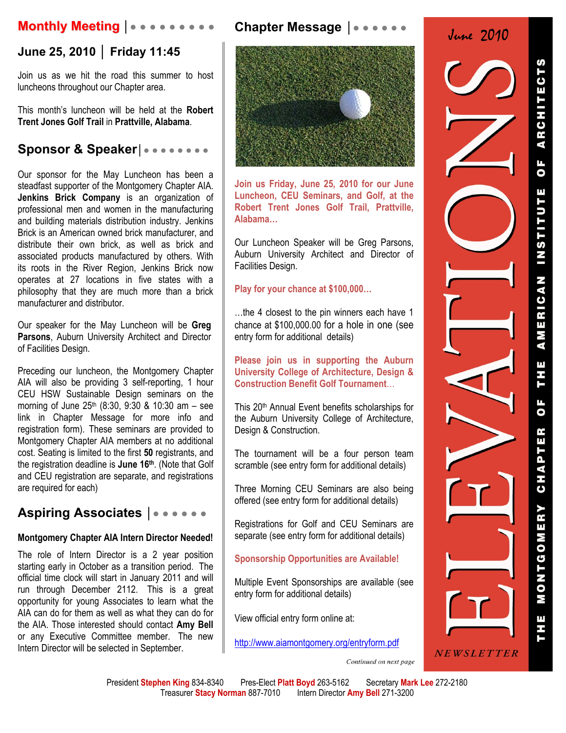# ELEVATIONS

June 2010

THE MONTGOMERY CHAPTER OF THE AMERICAN INSTITUTE OF ARCHITECTS

NEWSLETTER

## Monthly Meeting

### June 25, 2010 | Friday 11:45

Join us as we hit the road this summer to host luncheons throughout our Chapter area.

This month's luncheon will be held at the **Robert Trent Jones Golf Trail** in **Prattville, Alabama**.

## Sponsor & Speaker

Our sponsor for the May Luncheon has been a steadfast supporter of the Montgomery Chapter AIA. **Jenkins Brick Company** is an organization of professional men and women in the manufacturing and building materials distribution industry. Jenkins Brick is an American owned brick manufacturer, and distribute their own brick, as well as brick and associated products manufactured by others. With its roots in the River Region, Jenkins Brick now operates at 27 locations in five states with a philosophy that they are much more than a brick manufacturer and distributor.

Our speaker for the May Luncheon will be **Greg Parsons**, Auburn University Architect and Director of Facilities Design.

Preceding our luncheon, the Montgomery Chapter AIA will also be providing 3 self-reporting, 1 hour CEU HSW Sustainable Design seminars on the morning of June 25th (8:30, 9:30 & 10:30 am – see link in Chapter Message for more info and registration form). These seminars are provided to Montgomery Chapter AIA members at no additional cost. Seating is limited to the first **50** registrants, and the registration deadline is **June 16th**. (Note that Golf and CEU registration are separate, and registrations are required for each)

## Aspiring Associates

**Montgomery Chapter AIA Intern Director Needed!**

The role of Intern Director is a 2 year position starting early in October as a transition period. The official time clock will start in January 2011 and will run through December 2112. This is a great opportunity for young Associates to learn what the AIA can do for them as well as what they can do for the AIA. Those interested should contact **Amy Bell** or any Executive Committee member. The new Intern Director will be selected in September.

## Chapter Message

**Join us Friday, June 25, 2010 for our June Luncheon, CEU Seminars, and Golf, at the Robert Trent Jones Golf Trail, Prattville, Alabama…**

Our Luncheon Speaker will be Greg Parsons, Auburn University Architect and Director of Facilities Design.

**Play for your chance at $100,000…**

…the 4 closest to the pin winners each have 1 chance at $100,000.00 for a hole in one (see entry form for additional details)

**Please join us in supporting the Auburn University College of Architecture, Design & Construction Benefit Golf Tournament…**

This 20th Annual Event benefits scholarships for the Auburn University College of Architecture, Design & Construction.

The tournament will be a four person team scramble (see entry form for additional details)

Three Morning CEU Seminars are also being offered (see entry form for additional details)

Registrations for Golf and CEU Seminars are separate (see entry form for additional details)

**Sponsorship Opportunities are Available!**

Multiple Event Sponsorships are available (see entry form for additional details)

View official entry form online at:

http://www.aiamontgomery.org/entryform.pdf

*Continued on next page*

President **Stephen King** 834-8340 Pres-Elect **Platt Boyd** 263-5162 Secretary **Mark Lee** 272-2180
Treasurer **Stacy Norman** 887-7010 Intern Director **Amy Bell** 271-3200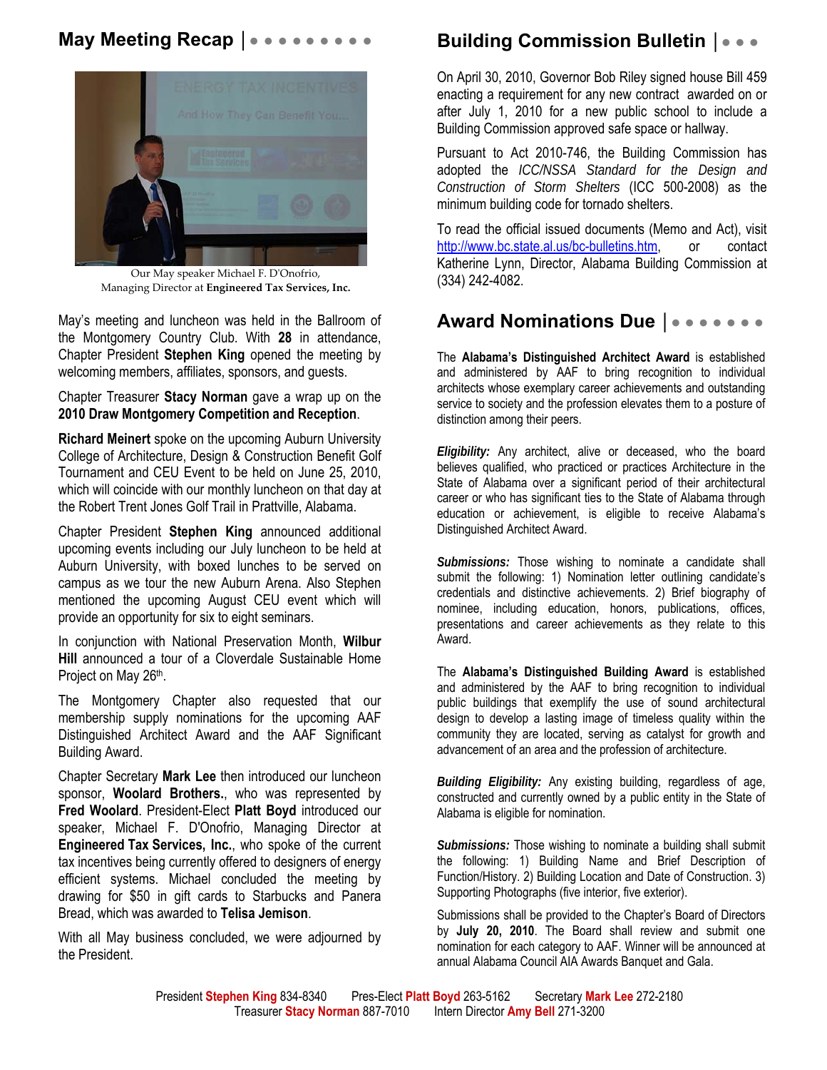## May Meeting Recap

Our May speaker Michael F. D'Onofrio, Managing Director at **Engineered Tax Services, Inc.**

May's meeting and luncheon was held in the Ballroom of the Montgomery Country Club. With **28** in attendance, Chapter President **Stephen King** opened the meeting by welcoming members, affiliates, sponsors, and guests.

Chapter Treasurer **Stacy Norman** gave a wrap up on the **2010 Draw Montgomery Competition and Reception**.

**Richard Meinert** spoke on the upcoming Auburn University College of Architecture, Design & Construction Benefit Golf Tournament and CEU Event to be held on June 25, 2010, which will coincide with our monthly luncheon on that day at the Robert Trent Jones Golf Trail in Prattville, Alabama.

Chapter President **Stephen King** announced additional upcoming events including our July luncheon to be held at Auburn University, with boxed lunches to be served on campus as we tour the new Auburn Arena. Also Stephen mentioned the upcoming August CEU event which will provide an opportunity for six to eight seminars.

In conjunction with National Preservation Month, **Wilbur Hill** announced a tour of a Cloverdale Sustainable Home Project on May 26th.

The Montgomery Chapter also requested that our membership supply nominations for the upcoming AAF Distinguished Architect Award and the AAF Significant Building Award.

Chapter Secretary **Mark Lee** then introduced our luncheon sponsor, **Woolard Brothers.**, who was represented by **Fred Woolard**. President-Elect **Platt Boyd** introduced our speaker, Michael F. D'Onofrio, Managing Director at **Engineered Tax Services, Inc.**, who spoke of the current tax incentives being currently offered to designers of energy efficient systems. Michael concluded the meeting by drawing for $50 in gift cards to Starbucks and Panera Bread, which was awarded to **Telisa Jemison**.

With all May business concluded, we were adjourned by the President.

## Building Commission Bulletin

On April 30, 2010, Governor Bob Riley signed house Bill 459 enacting a requirement for any new contract awarded on or after July 1, 2010 for a new public school to include a Building Commission approved safe space or hallway.

Pursuant to Act 2010-746, the Building Commission has adopted the *ICC/NSSA Standard for the Design and Construction of Storm Shelters* (ICC 500-2008) as the minimum building code for tornado shelters.

To read the official issued documents (Memo and Act), visit http://www.bc.state.al.us/bc-bulletins.htm, or contact Katherine Lynn, Director, Alabama Building Commission at (334) 242-4082.

## Award Nominations Due

The **Alabama's Distinguished Architect Award** is established and administered by AAF to bring recognition to individual architects whose exemplary career achievements and outstanding service to society and the profession elevates them to a posture of distinction among their peers.

***Eligibility:*** Any architect, alive or deceased, who the board believes qualified, who practiced or practices Architecture in the State of Alabama over a significant period of their architectural career or who has significant ties to the State of Alabama through education or achievement, is eligible to receive Alabama's Distinguished Architect Award.

***Submissions:*** Those wishing to nominate a candidate shall submit the following: 1) Nomination letter outlining candidate's credentials and distinctive achievements. 2) Brief biography of nominee, including education, honors, publications, offices, presentations and career achievements as they relate to this Award.

The **Alabama's Distinguished Building Award** is established and administered by the AAF to bring recognition to individual public buildings that exemplify the use of sound architectural design to develop a lasting image of timeless quality within the community they are located, serving as catalyst for growth and advancement of an area and the profession of architecture.

***Building Eligibility:*** Any existing building, regardless of age, constructed and currently owned by a public entity in the State of Alabama is eligible for nomination.

***Submissions:*** Those wishing to nominate a building shall submit the following: 1) Building Name and Brief Description of Function/History. 2) Building Location and Date of Construction. 3) Supporting Photographs (five interior, five exterior).

Submissions shall be provided to the Chapter's Board of Directors by **July 20, 2010**. The Board shall review and submit one nomination for each category to AAF. Winner will be announced at annual Alabama Council AIA Awards Banquet and Gala.

President **Stephen King** 834-8340 Pres-Elect **Platt Boyd** 263-5162 Secretary **Mark Lee** 272-2180
Treasurer **Stacy Norman** 887-7010 Intern Director **Amy Bell** 271-3200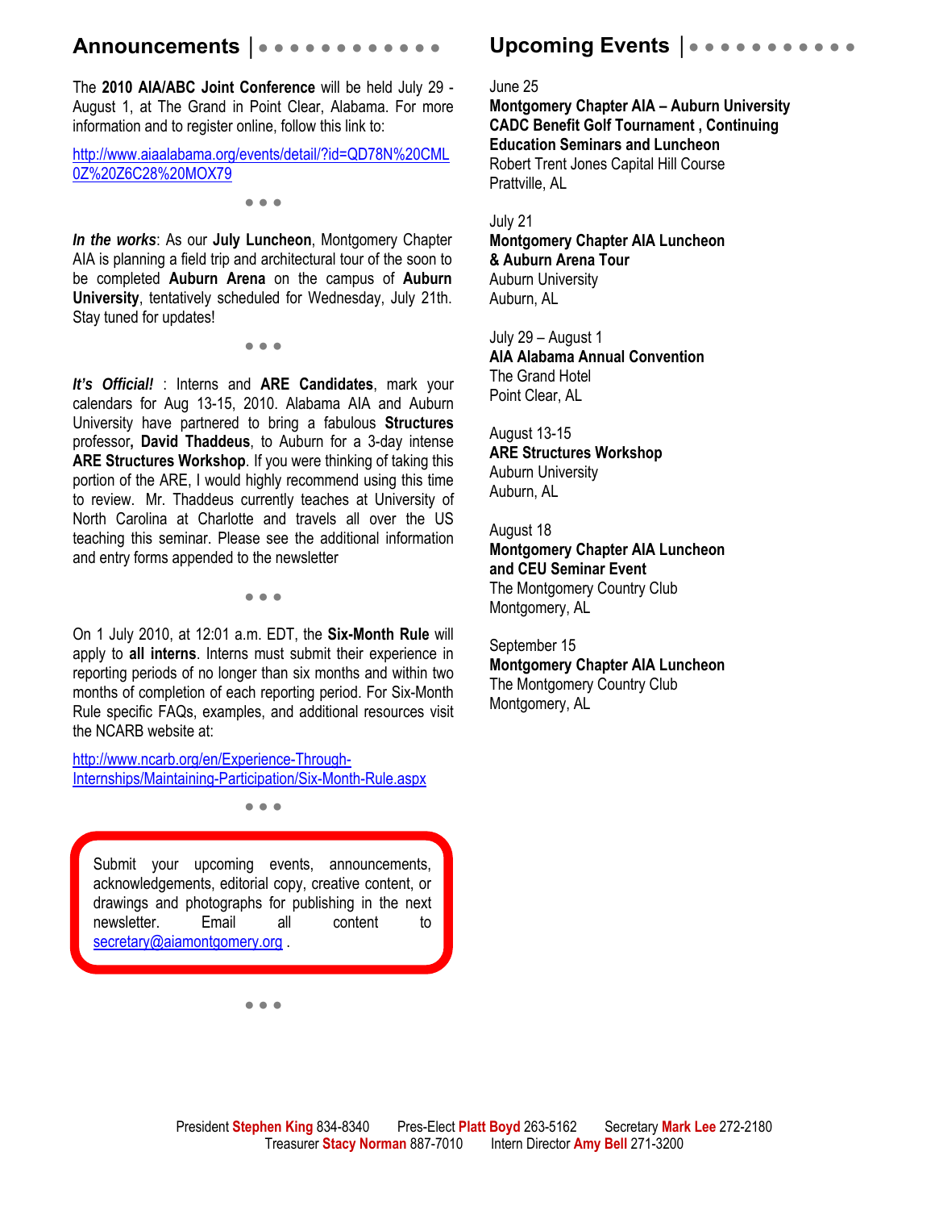## Announcements

The **2010 AIA/ABC Joint Conference** will be held July 29 - August 1, at The Grand in Point Clear, Alabama. For more information and to register online, follow this link to:

http://www.aiaalabama.org/events/detail/?id=QD78N%20CML0Z%20Z6C28%20MOX79

• • •

***In the works***: As our **July Luncheon**, Montgomery Chapter AIA is planning a field trip and architectural tour of the soon to be completed **Auburn Arena** on the campus of **Auburn University**, tentatively scheduled for Wednesday, July 21th. Stay tuned for updates!

• • •

***It's Official!*** : Interns and **ARE Candidates**, mark your calendars for Aug 13-15, 2010. Alabama AIA and Auburn University have partnered to bring a fabulous **Structures** professor**, David Thaddeus**, to Auburn for a 3-day intense **ARE Structures Workshop**. If you were thinking of taking this portion of the ARE, I would highly recommend using this time to review. Mr. Thaddeus currently teaches at University of North Carolina at Charlotte and travels all over the US teaching this seminar. Please see the additional information and entry forms appended to the newsletter

• • •

On 1 July 2010, at 12:01 a.m. EDT, the **Six-Month Rule** will apply to **all interns**. Interns must submit their experience in reporting periods of no longer than six months and within two months of completion of each reporting period. For Six-Month Rule specific FAQs, examples, and additional resources visit the NCARB website at:

http://www.ncarb.org/en/Experience-Through-Internships/Maintaining-Participation/Six-Month-Rule.aspx

• • •

Submit your upcoming events, announcements, acknowledgements, editorial copy, creative content, or drawings and photographs for publishing in the next newsletter. Email all content to secretary@aiamontgomery.org .

• • •

## Upcoming Events

June 25
**Montgomery Chapter AIA – Auburn University CADC Benefit Golf Tournament , Continuing Education Seminars and Luncheon**
Robert Trent Jones Capital Hill Course
Prattville, AL

July 21
**Montgomery Chapter AIA Luncheon & Auburn Arena Tour**
Auburn University
Auburn, AL

July 29 – August 1
**AIA Alabama Annual Convention**
The Grand Hotel
Point Clear, AL

August 13-15
**ARE Structures Workshop**
Auburn University
Auburn, AL

August 18
**Montgomery Chapter AIA Luncheon and CEU Seminar Event**
The Montgomery Country Club
Montgomery, AL

September 15
**Montgomery Chapter AIA Luncheon**
The Montgomery Country Club
Montgomery, AL

President **Stephen King** 834-8340 Pres-Elect **Platt Boyd** 263-5162 Secretary **Mark Lee** 272-2180
Treasurer **Stacy Norman** 887-7010 Intern Director **Amy Bell** 271-3200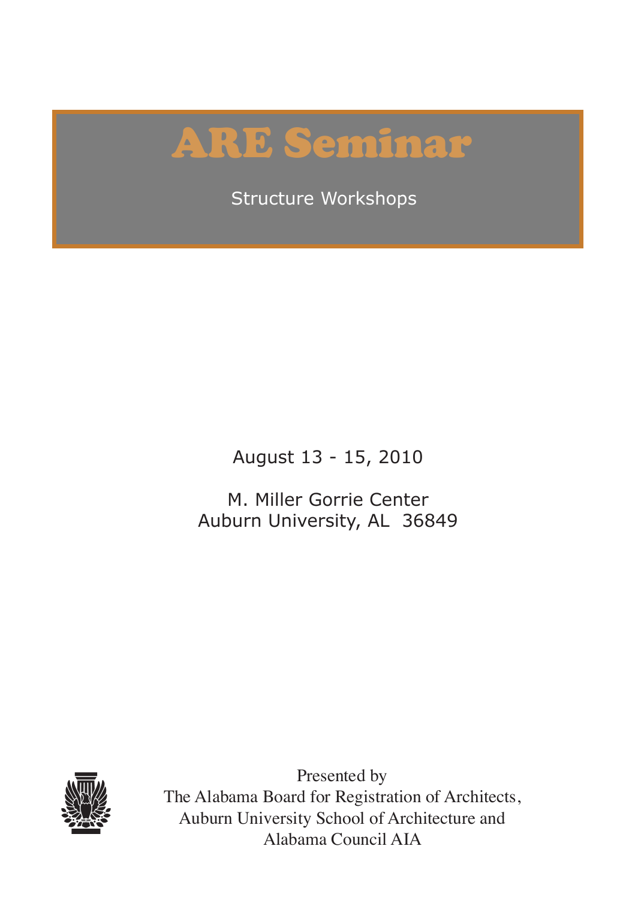# ARE Seminar

Structure Workshops

August 13 - 15, 2010

M. Miller Gorrie Center
Auburn University, AL 36849

Presented by
The Alabama Board for Registration of Architects,
Auburn University School of Architecture and
Alabama Council AIA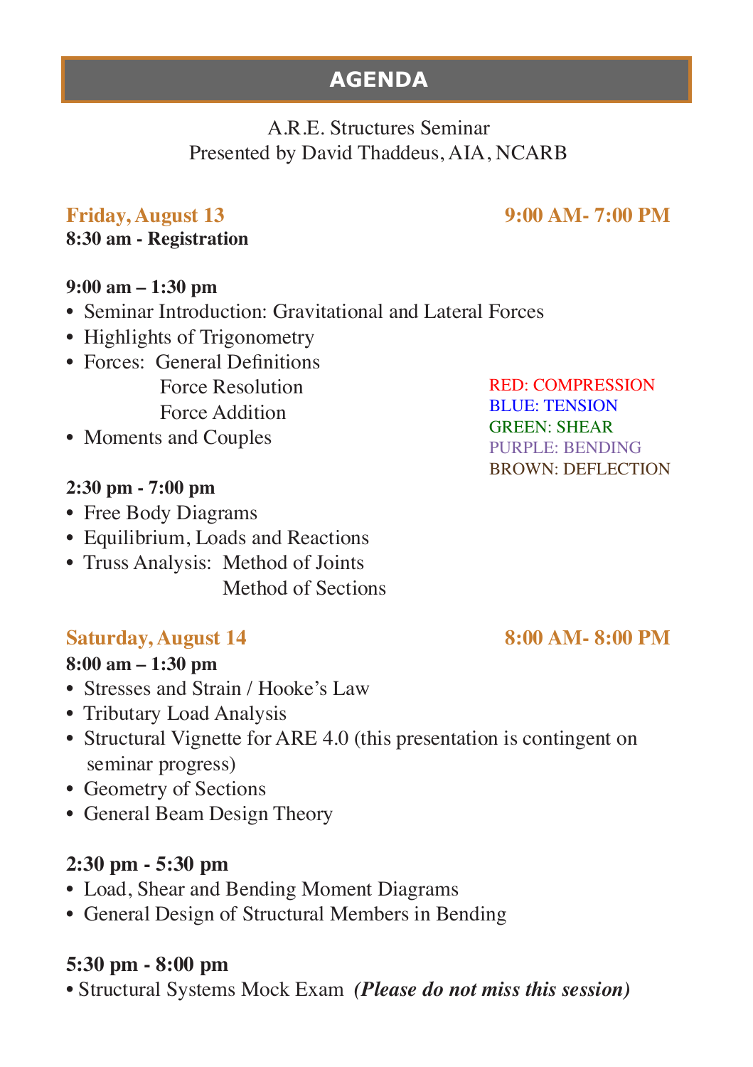## AGENDA

A.R.E. Structures Seminar
Presented by David Thaddeus, AIA, NCARB

### Friday, August 13 — 9:00 AM- 7:00 PM

**8:30 am - Registration**

**9:00 am – 1:30 pm**

- Seminar Introduction: Gravitational and Lateral Forces
- Highlights of Trigonometry
- Forces: General Definitions
  - Force Resolution
  - Force Addition
- Moments and Couples

RED: COMPRESSION
BLUE: TENSION
GREEN: SHEAR
PURPLE: BENDING
BROWN: DEFLECTION

**2:30 pm - 7:00 pm**

- Free Body Diagrams
- Equilibrium, Loads and Reactions
- Truss Analysis: Method of Joints
  - Method of Sections

### Saturday, August 14 — 8:00 AM- 8:00 PM

**8:00 am – 1:30 pm**

- Stresses and Strain / Hooke's Law
- Tributary Load Analysis
- Structural Vignette for ARE 4.0 (this presentation is contingent on seminar progress)
- Geometry of Sections
- General Beam Design Theory

**2:30 pm - 5:30 pm**

- Load, Shear and Bending Moment Diagrams
- General Design of Structural Members in Bending

**5:30 pm - 8:00 pm**

- Structural Systems Mock Exam ***(Please do not miss this session)***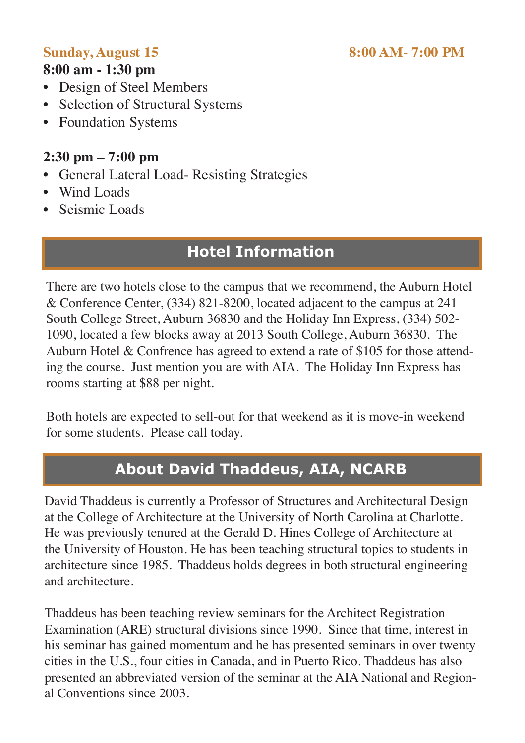**Sunday, August 15** **8:00 AM- 7:00 PM**

**8:00 am - 1:30 pm**

- Design of Steel Members
- Selection of Structural Systems
- Foundation Systems

**2:30 pm – 7:00 pm**

- General Lateral Load- Resisting Strategies
- Wind Loads
- Seismic Loads

## Hotel Information

There are two hotels close to the campus that we recommend, the Auburn Hotel & Conference Center, (334) 821-8200, located adjacent to the campus at 241 South College Street, Auburn 36830 and the Holiday Inn Express, (334) 502-1090, located a few blocks away at 2013 South College, Auburn 36830. The Auburn Hotel & Confrence has agreed to extend a rate of $105 for those attending the course. Just mention you are with AIA. The Holiday Inn Express has rooms starting at $88 per night.

Both hotels are expected to sell-out for that weekend as it is move-in weekend for some students. Please call today.

## About David Thaddeus, AIA, NCARB

David Thaddeus is currently a Professor of Structures and Architectural Design at the College of Architecture at the University of North Carolina at Charlotte. He was previously tenured at the Gerald D. Hines College of Architecture at the University of Houston. He has been teaching structural topics to students in architecture since 1985. Thaddeus holds degrees in both structural engineering and architecture.

Thaddeus has been teaching review seminars for the Architect Registration Examination (ARE) structural divisions since 1990. Since that time, interest in his seminar has gained momentum and he has presented seminars in over twenty cities in the U.S., four cities in Canada, and in Puerto Rico. Thaddeus has also presented an abbreviated version of the seminar at the AIA National and Regional Conventions since 2003.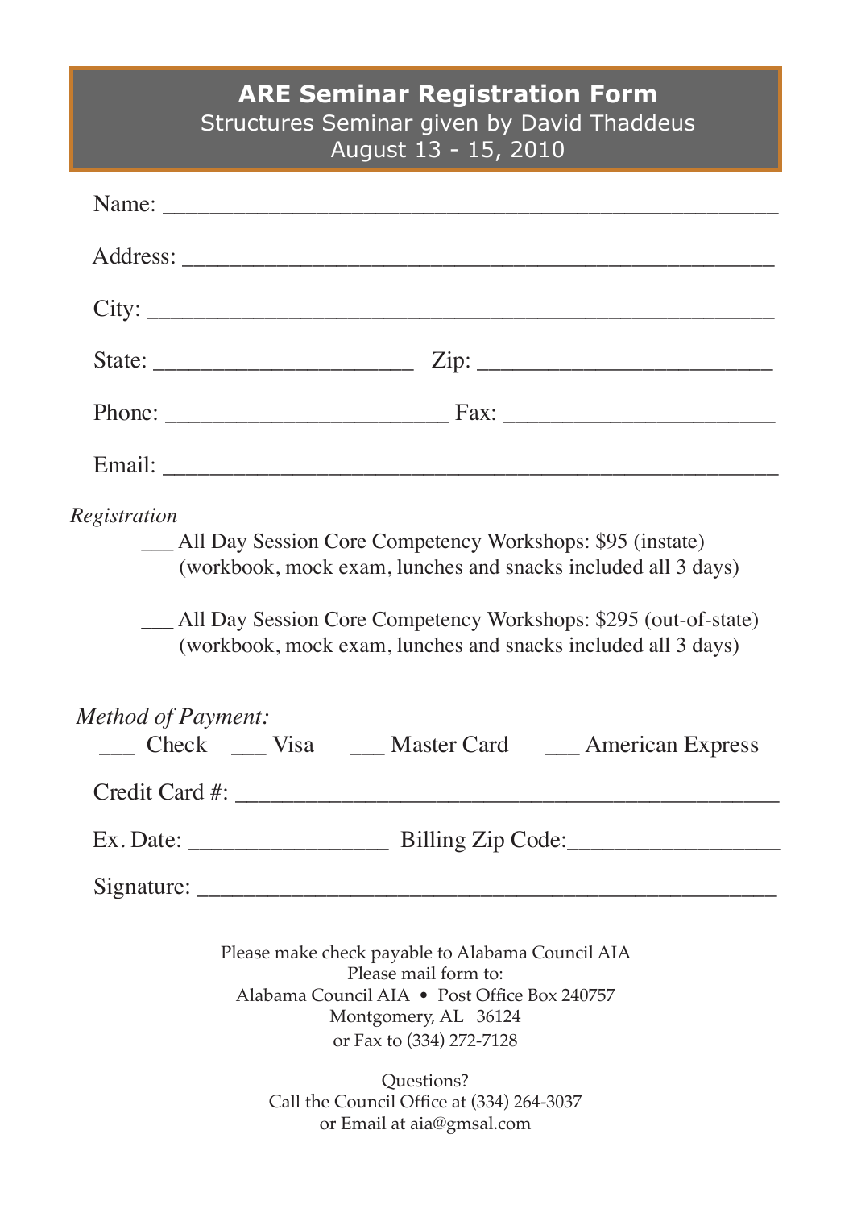# ARE Seminar Registration Form

Structures Seminar given by David Thaddeus

August 13 - 15, 2010

Name: ____________________________________________________

Address: __________________________________________________

City: _____________________________________________________

State: ______________________ Zip: _________________________

Phone: ________________________ Fax: _______________________

Email: ____________________________________________________

*Registration*

___ All Day Session Core Competency Workshops: $95 (instate)
(workbook, mock exam, lunches and snacks included all 3 days)

___ All Day Session Core Competency Workshops: $295 (out-of-state)
(workbook, mock exam, lunches and snacks included all 3 days)

*Method of Payment:*

___ Check ___ Visa ___ Master Card ___ American Express

Credit Card #: ______________________________________________

Ex. Date: _________________ Billing Zip Code:_________________

Signature: _________________________________________________

Please make check payable to Alabama Council AIA
Please mail form to:
Alabama Council AIA • Post Office Box 240757
Montgomery, AL 36124
or Fax to (334) 272-7128

Questions?
Call the Council Office at (334) 264-3037
or Email at aia@gmsal.com